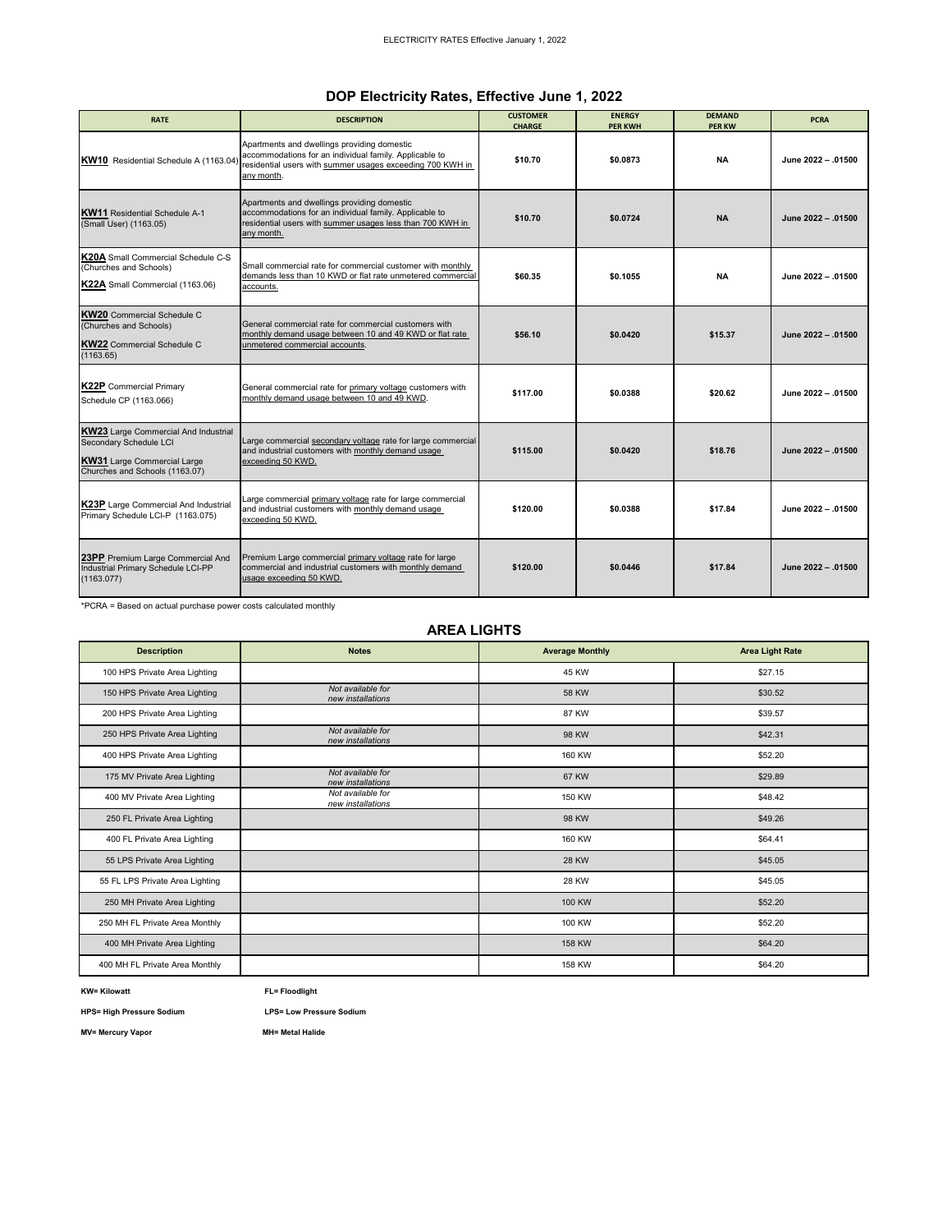ELECTRICITY RATES Effective January 1, 2022

## DOP Electricity Rates, Effective June 1, 2022

| RATE | DESCRIPTION | CUSTOMER CHARGE | ENERGY PER KWH | DEMAND PER KW | PCRA |
|---|---|---|---|---|---|
| **KW10** Residential Schedule A (1163.04) | Apartments and dwellings providing domestic accommodations for an individual family. Applicable to residential users with summer usages exceeding 700 KWH in any month. | **$10.70** | **$0.0873** | **NA** | **June 2022 – .01500** |
| **KW11** Residential Schedule A-1 (Small User) (1163.05) | Apartments and dwellings providing domestic accommodations for an individual family. Applicable to residential users with summer usages less than 700 KWH in any month. | **$10.70** | **$0.0724** | **NA** | **June 2022 – .01500** |
| **K20A** Small Commercial Schedule C-S (Churches and Schools) **K22A** Small Commercial (1163.06) | Small commercial rate for commercial customer with monthly demands less than 10 KWD or flat rate unmetered commercial accounts. | **$60.35** | **$0.1055** | **NA** | **June 2022 – .01500** |
| **KW20** Commercial Schedule C (Churches and Schools) **KW22** Commercial Schedule C (1163.65) | General commercial rate for commercial customers with monthly demand usage between 10 and 49 KWD or flat rate unmetered commercial accounts. | **$56.10** | **$0.0420** | **$15.37** | **June 2022 – .01500** |
| **K22P** Commercial Primary Schedule CP (1163.066) | General commercial rate for primary voltage customers with monthly demand usage between 10 and 49 KWD. | **$117.00** | **$0.0388** | **$20.62** | **June 2022 – .01500** |
| **KW23** Large Commercial And Industrial Secondary Schedule LCI **KW31** Large Commercial Large Churches and Schools (1163.07) | Large commercial secondary voltage rate for large commercial and industrial customers with monthly demand usage exceeding 50 KWD. | **$115.00** | **$0.0420** | **$18.76** | **June 2022 – .01500** |
| **K23P** Large Commercial And Industrial Primary Schedule LCI-P (1163.075) | Large commercial primary voltage rate for large commercial and industrial customers with monthly demand usage exceeding 50 KWD. | **$120.00** | **$0.0388** | **$17.84** | **June 2022 – .01500** |
| **23PP** Premium Large Commercial And Industrial Primary Schedule LCI-PP (1163.077) | Premium Large commercial primary voltage rate for large commercial and industrial customers with monthly demand usage exceeding 50 KWD. | **$120.00** | **$0.0446** | **$17.84** | **June 2022 – .01500** |

*PCRA = Based on actual purchase power costs calculated monthly

## AREA LIGHTS

| Description | Notes | Average Monthly | Area Light Rate |
|---|---|---|---|
| 100 HPS Private Area Lighting | | 45 KW | $27.15 |
| 150 HPS Private Area Lighting | *Not available for new installations* | 58 KW | $30.52 |
| 200 HPS Private Area Lighting | | 87 KW | $39.57 |
| 250 HPS Private Area Lighting | *Not available for new installations* | 98 KW | $42.31 |
| 400 HPS Private Area Lighting | | 160 KW | $52.20 |
| 175 MV Private Area Lighting | *Not available for new installations* | 67 KW | $29.89 |
| 400 MV Private Area Lighting | *Not available for new installations* | 150 KW | $48.42 |
| 250 FL Private Area Lighting | | 98 KW | $49.26 |
| 400 FL Private Area Lighting | | 160 KW | $64.41 |
| 55 LPS Private Area Lighting | | 28 KW | $45.05 |
| 55 FL LPS Private Area Lighting | | 28 KW | $45.05 |
| 250 MH Private Area Lighting | | 100 KW | $52.20 |
| 250 MH FL Private Area Monthly | | 100 KW | $52.20 |
| 400 MH Private Area Lighting | | 158 KW | $64.20 |
| 400 MH FL Private Area Monthly | | 158 KW | $64.20 |

**KW= Kilowatt** **FL= Floodlight**

**HPS= High Pressure Sodium** **LPS= Low Pressure Sodium**

**MV= Mercury Vapor** **MH= Metal Halide**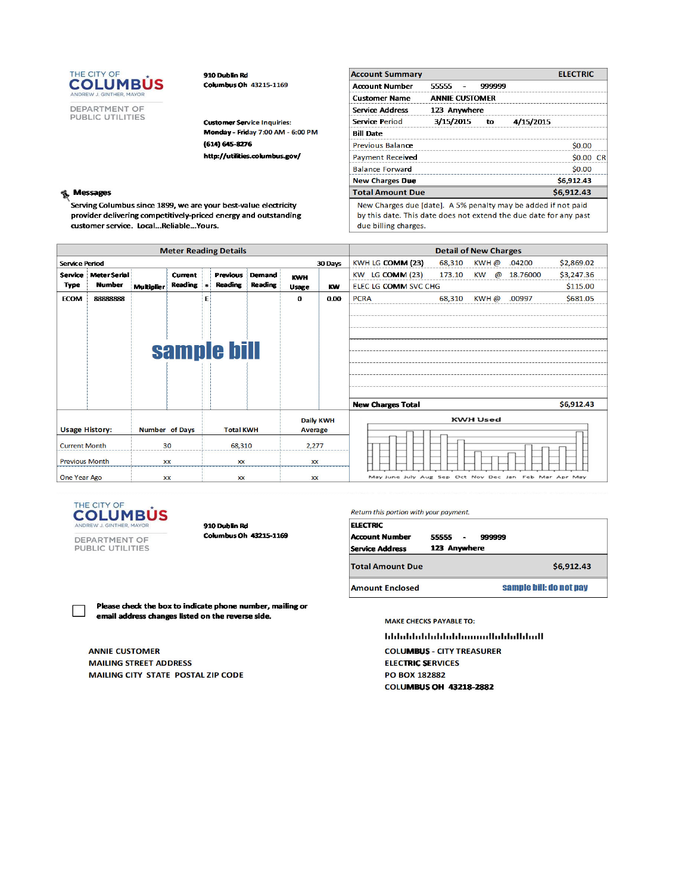THE CITY OF
**COLUMBUS**
ANDREW J. GINTHER, MAYOR

DEPARTMENT OF PUBLIC UTILITIES

910 Dublin Rd
Columbus Oh 43215-1169

Customer Service Inquiries:
Monday - Friday 7:00 AM - 6:00 PM
(614) 645-8276
http://utilities.columbus.gov/

| Account Summary | | | ELECTRIC |
|---|---|---|---|
| Account Number | 55555 - 999999 | | |
| Customer Name | ANNIE CUSTOMER | | |
| Service Address | 123 Anywhere | | |
| Service Period | 3/15/2015 | to | 4/15/2015 |
| Bill Date | | | |
| Previous Balance | | | $0.00 |
| Payment Received | | | $0.00 CR |
| Balance Forward | | | $0.00 |
| **New Charges Due** | | | **$6,912.43** |
| **Total Amount Due** | | | **$6,912.43** |

New Charges due [date]. A 5% penalty may be added if not paid by this date. This date does not extend the due date for any past due billing charges.

**Messages**

Serving Columbus since 1899, we are your best-value electricity provider delivering competitively-priced energy and outstanding customer service. Local...Reliable...Yours.

## Meter Reading Details

Service Period: 30 Days

| Service Type | Meter Serial Number | Multiplier | Current Reading | * | Previous Reading | Demand Reading | KWH Usage | KW |
|---|---|---|---|---|---|---|---|---|
| ECOM | 88888888 | | | E | | | 0 | 0.00 |

sample bill

| Usage History: | Number of Days | Total KWH | Daily KWH Average |
|---|---|---|---|
| Current Month | 30 | 68,310 | 2,277 |
| Previous Month | xx | xx | xx |
| One Year Ago | xx | xx | xx |

## Detail of New Charges

| Description | Quantity | Unit | Rate | Amount |
|---|---|---|---|---|
| KWH LG COMM (23) | 68,310 | KWH @ | .04200 | $2,869.02 |
| KW LG COMM (23) | 173.10 | KW @ | 18.76000 | $3,247.36 |
| ELEC LG COMM SVC CHG | | | | $115.00 |
| PCRA | 68,310 | KWH @ | .00997 | $681.05 |
| **New Charges Total** | | | | **$6,912.43** |

KWH Used

May June July Aug Sep Oct Nov Dec Jan Feb Mar Apr May

---

THE CITY OF
**COLUMBUS**
ANDREW J. GINTHER, MAYOR

DEPARTMENT OF PUBLIC UTILITIES

910 Dublin Rd
Columbus Oh 43215-1169

*Return this portion with your payment.*

| ELECTRIC | |
|---|---|
| Account Number | 55555 - 999999 |
| Service Address | 123 Anywhere |
| **Total Amount Due** | **$6,912.43** |
| **Amount Enclosed** | sample bill: do not pay |

☐ Please check the box to indicate phone number, mailing or email address changes listed on the reverse side.

ANNIE CUSTOMER
MAILING STREET ADDRESS
MAILING CITY STATE POSTAL ZIP CODE

MAKE CHECKS PAYABLE TO:

COLUMBUS - CITY TREASURER
ELECTRIC SERVICES
PO BOX 182882
COLUMBUS OH 43218-2882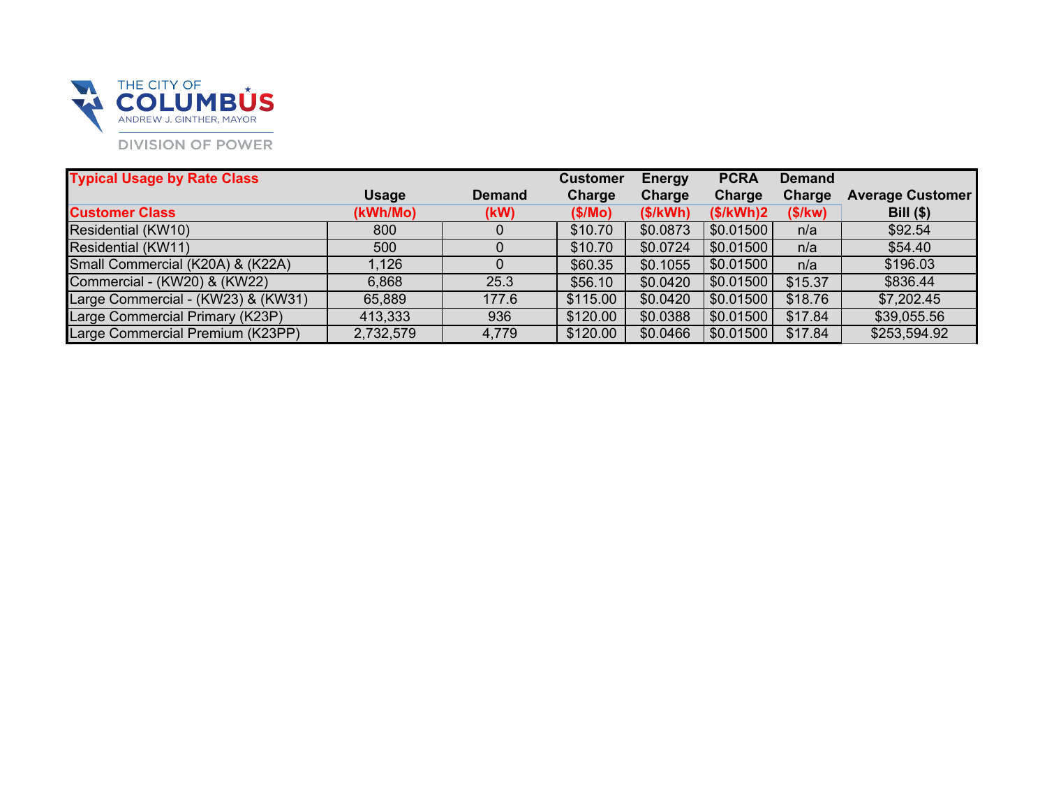THE CITY OF
COLUMBUS
ANDREW J. GINTHER, MAYOR

DIVISION OF POWER

| Typical Usage by Rate Class | Usage | Demand | Customer Charge | Energy Charge | PCRA Charge | Demand Charge | Average Customer |
|---|---|---|---|---|---|---|---|
| Customer Class | (kWh/Mo) | (kW) | ($/Mo) | ($/kWh) | ($/kWh)2 | ($/kw) | Bill ($) |
| Residential (KW10) | 800 | 0 | $10.70 | $0.0873 | $0.01500 | n/a | $92.54 |
| Residential (KW11) | 500 | 0 | $10.70 | $0.0724 | $0.01500 | n/a | $54.40 |
| Small Commercial (K20A) & (K22A) | 1,126 | 0 | $60.35 | $0.1055 | $0.01500 | n/a | $196.03 |
| Commercial - (KW20) & (KW22) | 6,868 | 25.3 | $56.10 | $0.0420 | $0.01500 | $15.37 | $836.44 |
| Large Commercial - (KW23) & (KW31) | 65,889 | 177.6 | $115.00 | $0.0420 | $0.01500 | $18.76 | $7,202.45 |
| Large Commercial Primary (K23P) | 413,333 | 936 | $120.00 | $0.0388 | $0.01500 | $17.84 | $39,055.56 |
| Large Commercial Premium (K23PP) | 2,732,579 | 4,779 | $120.00 | $0.0466 | $0.01500 | $17.84 | $253,594.92 |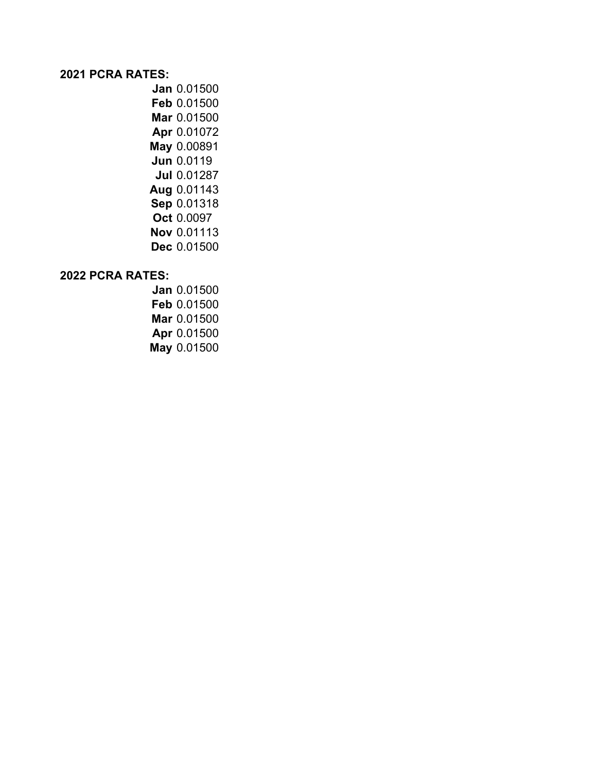**2021 PCRA RATES:**

| | |
|---|---|
| **Jan** | 0.01500 |
| **Feb** | 0.01500 |
| **Mar** | 0.01500 |
| **Apr** | 0.01072 |
| **May** | 0.00891 |
| **Jun** | 0.0119 |
| **Jul** | 0.01287 |
| **Aug** | 0.01143 |
| **Sep** | 0.01318 |
| **Oct** | 0.0097 |
| **Nov** | 0.01113 |
| **Dec** | 0.01500 |

**2022 PCRA RATES:**

| | |
|---|---|
| **Jan** | 0.01500 |
| **Feb** | 0.01500 |
| **Mar** | 0.01500 |
| **Apr** | 0.01500 |
| **May** | 0.01500 |